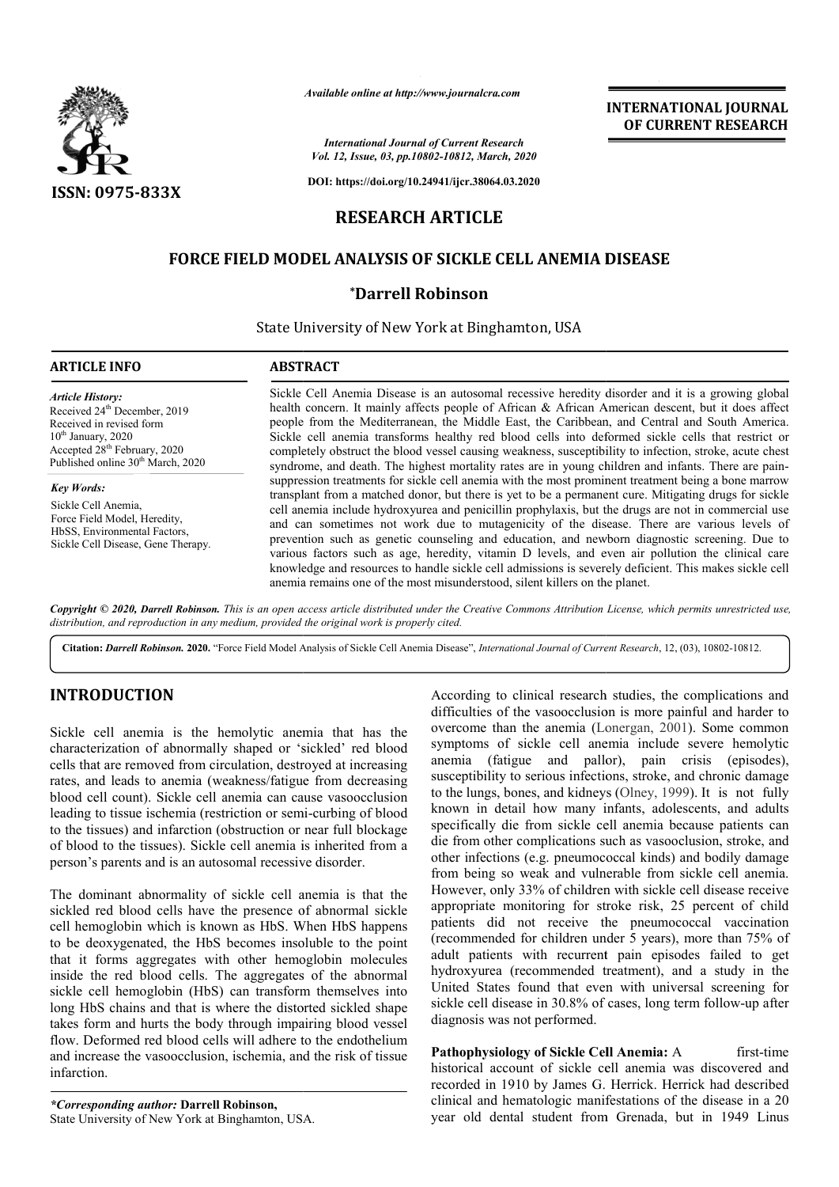# RESEARCH ARTICLE

# FORCE FIELD MODEL ANALYSIS OF SICKLE CELL ANEMIA DISEASE

**\*Darrell Robinson**

State University of New York at Binghamton, USA

## ARTICLE INFO

*Article History:*
Received 24th December, 2019
Received in revised form
10th January, 2020
Accepted 28th February, 2020
Published online 30th March, 2020

*Key Words:*
Sickle Cell Anemia,
Force Field Model, Heredity,
HbSS, Environmental Factors,
Sickle Cell Disease, Gene Therapy.

## ABSTRACT

Sickle Cell Anemia Disease is an autosomal recessive heredity disorder and it is a growing global health concern. It mainly affects people of African & African American descent, but it does affect people from the Mediterranean, the Middle East, the Caribbean, and Central and South America. Sickle cell anemia transforms healthy red blood cells into deformed sickle cells that restrict or completely obstruct the blood vessel causing weakness, susceptibility to infection, stroke, acute chest syndrome, and death. The highest mortality rates are in young children and infants. There are pain-suppression treatments for sickle cell anemia with the most prominent treatment being a bone marrow transplant from a matched donor, but there is yet to be a permanent cure. Mitigating drugs for sickle cell anemia include hydroxyurea and penicillin prophylaxis, but the drugs are not in commercial use and can sometimes not work due to mutagenicity of the disease. There are various levels of prevention such as genetic counseling and education, and newborn diagnostic screening. Due to various factors such as age, heredity, vitamin D levels, and even air pollution the clinical care knowledge and resources to handle sickle cell admissions is severely deficient. This makes sickle cell anemia remains one of the most misunderstood, silent killers on the planet.

*Copyright © 2020, Darrell Robinson. This is an open access article distributed under the Creative Commons Attribution License, which permits unrestricted use, distribution, and reproduction in any medium, provided the original work is properly cited.*

**Citation:** *Darrell Robinson.* **2020.** "Force Field Model Analysis of Sickle Cell Anemia Disease", *International Journal of Current Research*, 12, (03), 10802-10812.

## INTRODUCTION

Sickle cell anemia is the hemolytic anemia that has the characterization of abnormally shaped or 'sickled' red blood cells that are removed from circulation, destroyed at increasing rates, and leads to anemia (weakness/fatigue from decreasing blood cell count). Sickle cell anemia can cause vasoocclusion leading to tissue ischemia (restriction or semi-curbing of blood to the tissues) and infarction (obstruction or near full blockage of blood to the tissues). Sickle cell anemia is inherited from a person's parents and is an autosomal recessive disorder.

The dominant abnormality of sickle cell anemia is that the sickled red blood cells have the presence of abnormal sickle cell hemoglobin which is known as HbS. When HbS happens to be deoxygenated, the HbS becomes insoluble to the point that it forms aggregates with other hemoglobin molecules inside the red blood cells. The aggregates of the abnormal sickle cell hemoglobin (HbS) can transform themselves into long HbS chains and that is where the distorted sickled shape takes form and hurts the body through impairing blood vessel flow. Deformed red blood cells will adhere to the endothelium and increase the vasoocclusion, ischemia, and the risk of tissue infarction.

According to clinical research studies, the complications and difficulties of the vasoocclusion is more painful and harder to overcome than the anemia (Lonergan, 2001). Some common symptoms of sickle cell anemia include severe hemolytic anemia (fatigue and pallor), pain crisis (episodes), susceptibility to serious infections, stroke, and chronic damage to the lungs, bones, and kidneys (Olney, 1999). It is not fully known in detail how many infants, adolescents, and adults specifically die from sickle cell anemia because patients can die from other complications such as vasoocclusion, stroke, and other infections (e.g. pneumococcal kinds) and bodily damage from being so weak and vulnerable from sickle cell anemia. However, only 33% of children with sickle cell disease receive appropriate monitoring for stroke risk, 25 percent of child patients did not receive the pneumococcal vaccination (recommended for children under 5 years), more than 75% of adult patients with recurrent pain episodes failed to get hydroxyurea (recommended treatment), and a study in the United States found that even with universal screening for sickle cell disease in 30.8% of cases, long term follow-up after diagnosis was not performed.

**Pathophysiology of Sickle Cell Anemia:** A first-time historical account of sickle cell anemia was discovered and recorded in 1910 by James G. Herrick. Herrick had described clinical and hematologic manifestations of the disease in a 20 year old dental student from Grenada, but in 1949 Linus

*\*Corresponding author:* **Darrell Robinson,**
State University of New York at Binghamton, USA.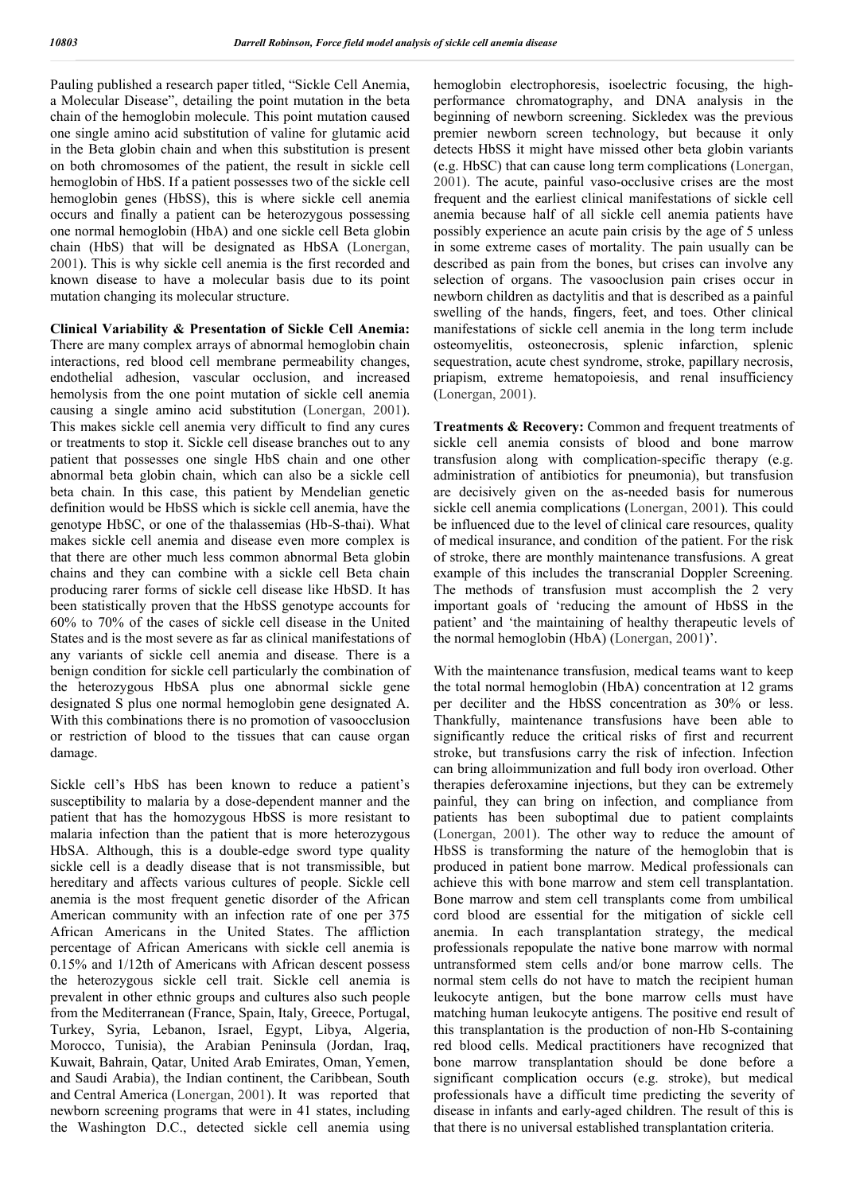Pauling published a research paper titled, "Sickle Cell Anemia, a Molecular Disease", detailing the point mutation in the beta chain of the hemoglobin molecule. This point mutation caused one single amino acid substitution of valine for glutamic acid in the Beta globin chain and when this substitution is present on both chromosomes of the patient, the result in sickle cell hemoglobin of HbS. If a patient possesses two of the sickle cell hemoglobin genes (HbSS), this is where sickle cell anemia occurs and finally a patient can be heterozygous possessing one normal hemoglobin (HbA) and one sickle cell Beta globin chain (HbS) that will be designated as HbSA (Lonergan, 2001). This is why sickle cell anemia is the first recorded and known disease to have a molecular basis due to its point mutation changing its molecular structure.

**Clinical Variability & Presentation of Sickle Cell Anemia:** There are many complex arrays of abnormal hemoglobin chain interactions, red blood cell membrane permeability changes, endothelial adhesion, vascular occlusion, and increased hemolysis from the one point mutation of sickle cell anemia causing a single amino acid substitution (Lonergan, 2001). This makes sickle cell anemia very difficult to find any cures or treatments to stop it. Sickle cell disease branches out to any patient that possesses one single HbS chain and one other abnormal beta globin chain, which can also be a sickle cell beta chain. In this case, this patient by Mendelian genetic definition would be HbSS which is sickle cell anemia, have the genotype HbSC, or one of the thalassemias (Hb-S-thai). What makes sickle cell anemia and disease even more complex is that there are other much less common abnormal Beta globin chains and they can combine with a sickle cell Beta chain producing rarer forms of sickle cell disease like HbSD. It has been statistically proven that the HbSS genotype accounts for 60% to 70% of the cases of sickle cell disease in the United States and is the most severe as far as clinical manifestations of any variants of sickle cell anemia and disease. There is a benign condition for sickle cell particularly the combination of the heterozygous HbSA plus one abnormal sickle gene designated S plus one normal hemoglobin gene designated A. With this combinations there is no promotion of vasoocclusion or restriction of blood to the tissues that can cause organ damage.

Sickle cell's HbS has been known to reduce a patient's susceptibility to malaria by a dose-dependent manner and the patient that has the homozygous HbSS is more resistant to malaria infection than the patient that is more heterozygous HbSA. Although, this is a double-edge sword type quality sickle cell is a deadly disease that is not transmissible, but hereditary and affects various cultures of people. Sickle cell anemia is the most frequent genetic disorder of the African American community with an infection rate of one per 375 African Americans in the United States. The affliction percentage of African Americans with sickle cell anemia is 0.15% and 1/12th of Americans with African descent possess the heterozygous sickle cell trait. Sickle cell anemia is prevalent in other ethnic groups and cultures also such people from the Mediterranean (France, Spain, Italy, Greece, Portugal, Turkey, Syria, Lebanon, Israel, Egypt, Libya, Algeria, Morocco, Tunisia), the Arabian Peninsula (Jordan, Iraq, Kuwait, Bahrain, Qatar, United Arab Emirates, Oman, Yemen, and Saudi Arabia), the Indian continent, the Caribbean, South and Central America (Lonergan, 2001). It was reported that newborn screening programs that were in 41 states, including the Washington D.C., detected sickle cell anemia using hemoglobin electrophoresis, isoelectric focusing, the high-performance chromatography, and DNA analysis in the beginning of newborn screening. Sickledex was the previous premier newborn screen technology, but because it only detects HbSS it might have missed other beta globin variants (e.g. HbSC) that can cause long term complications (Lonergan, 2001). The acute, painful vaso-occlusive crises are the most frequent and the earliest clinical manifestations of sickle cell anemia because half of all sickle cell anemia patients have possibly experience an acute pain crisis by the age of 5 unless in some extreme cases of mortality. The pain usually can be described as pain from the bones, but crises can involve any selection of organs. The vasoocclusion pain crises occur in newborn children as dactylitis and that is described as a painful swelling of the hands, fingers, feet, and toes. Other clinical manifestations of sickle cell anemia in the long term include osteomyelitis, osteonecrosis, splenic infarction, splenic sequestration, acute chest syndrome, stroke, papillary necrosis, priapism, extreme hematopoiesis, and renal insufficiency (Lonergan, 2001).

**Treatments & Recovery:** Common and frequent treatments of sickle cell anemia consists of blood and bone marrow transfusion along with complication-specific therapy (e.g. administration of antibiotics for pneumonia), but transfusion are decisively given on the as-needed basis for numerous sickle cell anemia complications (Lonergan, 2001). This could be influenced due to the level of clinical care resources, quality of medical insurance, and condition of the patient. For the risk of stroke, there are monthly maintenance transfusions. A great example of this includes the transcranial Doppler Screening. The methods of transfusion must accomplish the 2 very important goals of 'reducing the amount of HbSS in the patient' and 'the maintaining of healthy therapeutic levels of the normal hemoglobin (HbA) (Lonergan, 2001)'.

With the maintenance transfusion, medical teams want to keep the total normal hemoglobin (HbA) concentration at 12 grams per deciliter and the HbSS concentration as 30% or less. Thankfully, maintenance transfusions have been able to significantly reduce the critical risks of first and recurrent stroke, but transfusions carry the risk of infection. Infection can bring alloimmunization and full body iron overload. Other therapies deferoxamine injections, but they can be extremely painful, they can bring on infection, and compliance from patients has been suboptimal due to patient complaints (Lonergan, 2001). The other way to reduce the amount of HbSS is transforming the nature of the hemoglobin that is produced in patient bone marrow. Medical professionals can achieve this with bone marrow and stem cell transplantation. Bone marrow and stem cell transplants come from umbilical cord blood are essential for the mitigation of sickle cell anemia. In each transplantation strategy, the medical professionals repopulate the native bone marrow with normal untransformed stem cells and/or bone marrow cells. The normal stem cells do not have to match the recipient human leukocyte antigen, but the bone marrow cells must have matching human leukocyte antigens. The positive end result of this transplantation is the production of non-Hb S-containing red blood cells. Medical practitioners have recognized that bone marrow transplantation should be done before a significant complication occurs (e.g. stroke), but medical professionals have a difficult time predicting the severity of disease in infants and early-aged children. The result of this is that there is no universal established transplantation criteria.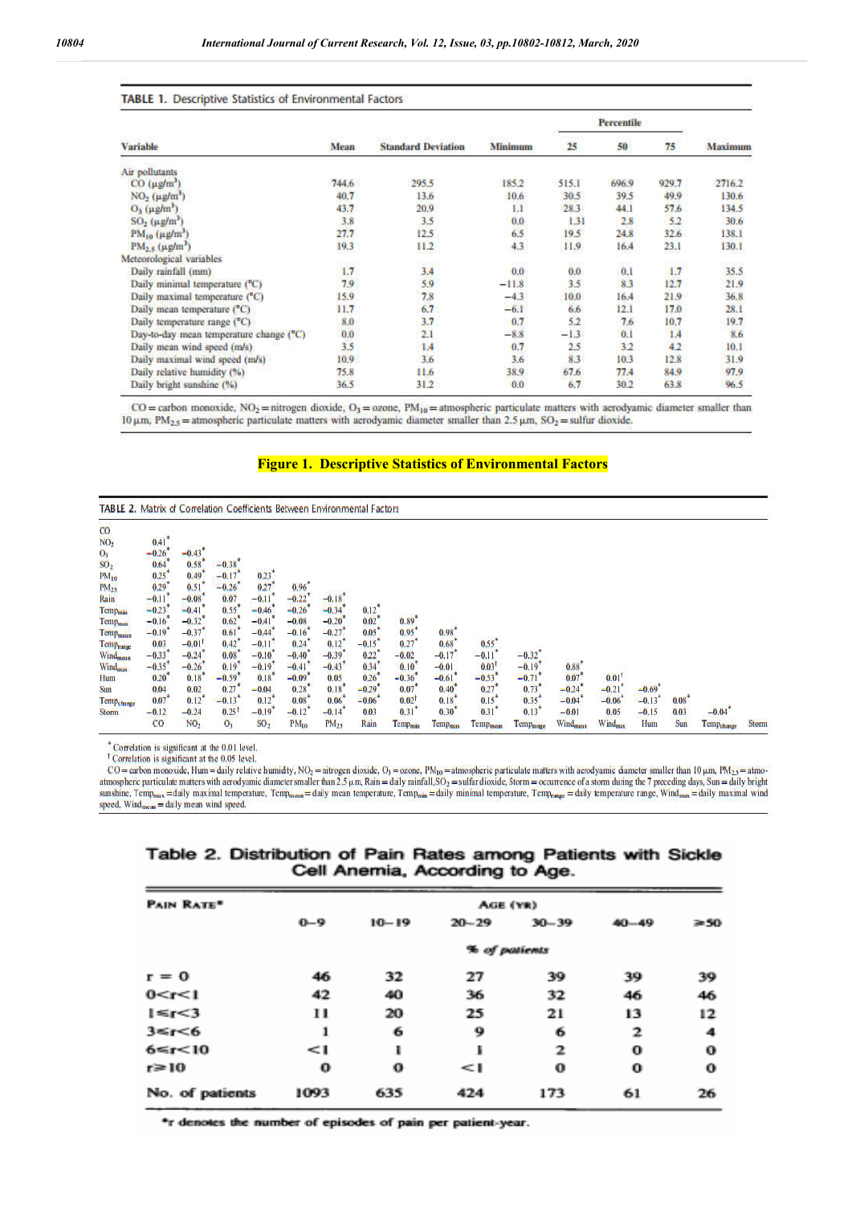**TABLE 1.** Descriptive Statistics of Environmental Factors

| Variable | Mean | Standard Deviation | Minimum | Percentile 25 | Percentile 50 | Percentile 75 | Maximum |
|---|---|---|---|---|---|---|---|
| Air pollutants | | | | | | | |
| CO ($\mu g/m^3$) | 744.6 | 295.5 | 185.2 | 515.1 | 696.9 | 929.7 | 2716.2 |
| $NO_2$ ($\mu g/m^3$) | 40.7 | 13.6 | 10.6 | 30.5 | 39.5 | 49.9 | 130.6 |
| $O_3$ ($\mu g/m^3$) | 43.7 | 20.9 | 1.1 | 28.3 | 44.1 | 57.6 | 134.5 |
| $SO_2$ ($\mu g/m^3$) | 3.8 | 3.5 | 0.0 | 1.31 | 2.8 | 5.2 | 30.6 |
| $PM_{10}$ ($\mu g/m^3$) | 27.7 | 12.5 | 6.5 | 19.5 | 24.8 | 32.6 | 138.1 |
| $PM_{2.5}$ ($\mu g/m^3$) | 19.3 | 11.2 | 4.3 | 11.9 | 16.4 | 23.1 | 130.1 |
| Meteorological variables | | | | | | | |
| Daily rainfall (mm) | 1.7 | 3.4 | 0.0 | 0.0 | 0.1 | 1.7 | 35.5 |
| Daily minimal temperature (°C) | 7.9 | 5.9 | −11.8 | 3.5 | 8.3 | 12.7 | 21.9 |
| Daily maximal temperature (°C) | 15.9 | 7.8 | −4.3 | 10.0 | 16.4 | 21.9 | 36.8 |
| Daily mean temperature (°C) | 11.7 | 6.7 | −6.1 | 6.6 | 12.1 | 17.0 | 28.1 |
| Daily temperature range (°C) | 8.0 | 3.7 | 0.7 | 5.2 | 7.6 | 10.7 | 19.7 |
| Day-to-day mean temperature change (°C) | 0.0 | 2.1 | −8.8 | −1.3 | 0.1 | 1.4 | 8.6 |
| Daily mean wind speed (m/s) | 3.5 | 1.4 | 0.7 | 2.5 | 3.2 | 4.2 | 10.1 |
| Daily maximal wind speed (m/s) | 10.9 | 3.6 | 3.6 | 8.3 | 10.3 | 12.8 | 31.9 |
| Daily relative humidity (%) | 75.8 | 11.6 | 38.9 | 67.6 | 77.4 | 84.9 | 97.9 |
| Daily bright sunshine (%) | 36.5 | 31.2 | 0.0 | 6.7 | 30.2 | 63.8 | 96.5 |

CO = carbon monoxide, $NO_2$ = nitrogen dioxide, $O_3$ = ozone, $PM_{10}$ = atmospheric particulate matters with aerodyamic diameter smaller than 10 µm, $PM_{2.5}$ = atmospheric particulate matters with aerodynamic diameter smaller than 2.5 µm, $SO_2$ = sulfur dioxide.

**Figure 1. Descriptive Statistics of Environmental Factors**

**TABLE 2.** Matrix of Correlation Coefficients Between Environmental Factors

| | CO | $NO_2$ | $O_3$ | $SO_2$ | $PM_{10}$ | $PM_{25}$ | Rain | $Temp_{min}$ | $Temp_{max}$ | $Temp_{mean}$ | $Temp_{range}$ | $Wind_{mean}$ | $Wind_{max}$ | Hum | Sun | $Temp_{change}$ | Storm |
|---|---|---|---|---|---|---|---|---|---|---|---|---|---|---|---|---|---|
| CO | | | | | | | | | | | | | | | | | |
| $NO_2$ | 0.41* | | | | | | | | | | | | | | | | |
| $O_3$ | −0.26* | −0.43* | | | | | | | | | | | | | | | |
| $SO_2$ | 0.64* | 0.58* | −0.38* | | | | | | | | | | | | | | |
| $PM_{10}$ | 0.25* | 0.49* | −0.17* | 0.23* | | | | | | | | | | | | | |
| $PM_{25}$ | 0.29* | 0.51* | −0.26* | 0.27* | 0.96* | | | | | | | | | | | | |
| Rain | −0.11* | −0.08* | 0.07 | −0.11* | −0.22* | −0.18* | | | | | | | | | | | |
| $Temp_{min}$ | −0.23* | −0.41* | 0.55* | −0.46* | −0.26* | −0.34* | 0.12* | | | | | | | | | | |
| $Temp_{max}$ | −0.16* | −0.32* | 0.62* | −0.41* | −0.08 | −0.20* | 0.02* | 0.89* | | | | | | | | | |
| $Temp_{mean}$ | −0.19* | −0.37* | 0.61* | −0.44* | −0.16* | −0.27* | 0.05* | 0.95* | 0.98* | | | | | | | | |
| $Temp_{range}$ | 0.03 | −0.01† | 0.42* | −0.11* | 0.24* | 0.12* | −0.15* | 0.27* | 0.68* | 0.55* | | | | | | | |
| $Wind_{mean}$ | −0.33* | −0.24* | 0.08* | −0.10* | −0.40* | −0.39* | 0.22* | −0.02 | −0.17* | −0.11* | −0.32* | | | | | | |
| $Wind_{max}$ | −0.35* | −0.26* | 0.19* | −0.19* | −0.41* | −0.43* | 0.34* | 0.10* | −0.01 | 0.03† | −0.19* | 0.88* | | | | | |
| Hum | 0.20* | 0.18* | −0.59* | 0.18* | −0.09* | 0.05 | 0.26* | −0.36* | −0.61* | −0.53* | −0.71* | 0.07* | 0.01† | | | | |
| Sun | 0.04 | 0.02 | 0.27* | −0.04 | 0.28* | 0.18* | −0.29* | 0.07* | 0.40* | 0.27* | 0.73* | −0.24* | −0.21* | −0.69* | | | |
| $Temp_{change}$ | 0.07* | 0.12* | −0.13* | 0.12* | 0.08* | 0.06* | −0.06* | 0.02† | 0.18* | 0.15* | 0.35* | −0.04* | −0.06* | −0.13* | 0.08* | | |
| Storm | −0.12 | −0.24 | 0.25† | −0.19* | −0.12* | −0.14* | 0.03 | 0.31* | 0.30* | 0.31* | 0.13* | −0.01 | 0.05 | −0.15 | 0.03 | −0.04* | |

* Correlation is significant at the 0.01 level.
† Correlation is significant at the 0.05 level.
CO = carbon monoxide, Hum = daily relative humidity, $NO_2$ = nitrogen dioxide, $O_3$ = ozone, $PM_{10}$ = atmospheric particulate matters with aerodynamic diameter smaller than 10 µm, $PM_{25}$ = atmospheric particulate matters with aerodynamic diameter smaller than 2.5 µm, Rain = daily rainfall, $SO_2$ = sulfur dioxide, Storm = occurrence of a storm during the 7 preceding days, Sun = daily bright sunshine, $Temp_{max}$ = daily maximal temperature, $Temp_{mean}$ = daily mean temperature, $Temp_{min}$ = daily minimal temperature, $Temp_{range}$ = daily temperature range, $Wind_{max}$ = daily maximal wind speed, $Wind_{mean}$ = daily mean wind speed.

**Table 2. Distribution of Pain Rates among Patients with Sickle Cell Anemia, According to Age.**

| Pain Rate* | Age (yr) 0–9 | 10–19 | 20–29 | 30–39 | 40–49 | ≥50 |
|---|---|---|---|---|---|---|
| | *% of patients* | | | | | |
| $r = 0$ | 46 | 32 | 27 | 39 | 39 | 39 |
| $0 < r < 1$ | 42 | 40 | 36 | 32 | 46 | 46 |
| $1 \leq r < 3$ | 11 | 20 | 25 | 21 | 13 | 12 |
| $3 \leq r < 6$ | 1 | 6 | 9 | 6 | 2 | 4 |
| $6 \leq r < 10$ | <1 | 1 | 1 | 2 | 0 | 0 |
| $r \geq 10$ | 0 | 0 | <1 | 0 | 0 | 0 |
| No. of patients | 1093 | 635 | 424 | 173 | 61 | 26 |

*r denotes the number of episodes of pain per patient-year.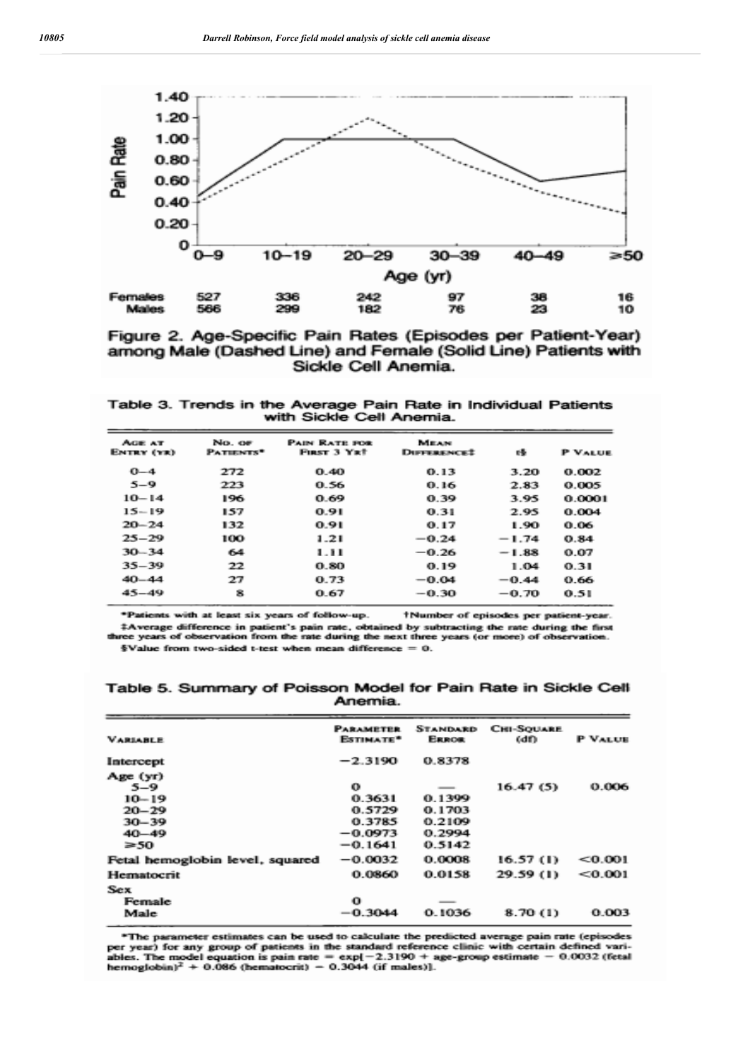| | 0–9 | 10–19 | 20–29 | 30–39 | 40–49 | ≥50 |
|---|---|---|---|---|---|---|
| Females | 527 | 336 | 242 | 97 | 38 | 16 |
| Males | 566 | 299 | 182 | 76 | 23 | 10 |

Figure 2. Age-Specific Pain Rates (Episodes per Patient-Year) among Male (Dashed Line) and Female (Solid Line) Patients with Sickle Cell Anemia.

Table 3. Trends in the Average Pain Rate in Individual Patients with Sickle Cell Anemia.

| Age at Entry (yr) | No. of Patients* | Pain Rate for First 3 Yr† | Mean Difference‡ | t§ | P Value |
|---|---|---|---|---|---|
| 0–4 | 272 | 0.40 | 0.13 | 3.20 | 0.002 |
| 5–9 | 223 | 0.56 | 0.16 | 2.83 | 0.005 |
| 10–14 | 196 | 0.69 | 0.39 | 3.95 | 0.0001 |
| 15–19 | 157 | 0.91 | 0.31 | 2.95 | 0.004 |
| 20–24 | 132 | 0.91 | 0.17 | 1.90 | 0.06 |
| 25–29 | 100 | 1.21 | −0.24 | −1.74 | 0.84 |
| 30–34 | 64 | 1.11 | −0.26 | −1.88 | 0.07 |
| 35–39 | 22 | 0.80 | 0.19 | 1.04 | 0.31 |
| 40–44 | 27 | 0.73 | −0.04 | −0.44 | 0.66 |
| 45–49 | 8 | 0.67 | −0.30 | −0.70 | 0.51 |

*Patients with at least six years of follow-up. †Number of episodes per patient-year.
‡Average difference in patient's pain rate, obtained by subtracting the rate during the first three years of observation from the rate during the next three years (or more) of observation.
§Value from two-sided t-test when mean difference = 0.

Table 5. Summary of Poisson Model for Pain Rate in Sickle Cell Anemia.

| Variable | Parameter Estimate* | Standard Error | Chi-Square (df) | P Value |
|---|---|---|---|---|
| Intercept | −2.3190 | 0.8378 | | |
| Age (yr) | | | | |
| 5–9 | 0 | — | 16.47 (5) | 0.006 |
| 10–19 | 0.3631 | 0.1399 | | |
| 20–29 | 0.5729 | 0.1703 | | |
| 30–39 | 0.3785 | 0.2109 | | |
| 40–49 | −0.0973 | 0.2994 | | |
| ≥50 | −0.1641 | 0.5142 | | |
| Fetal hemoglobin level, squared | −0.0032 | 0.0008 | 16.57 (1) | <0.001 |
| Hematocrit | 0.0860 | 0.0158 | 29.59 (1) | <0.001 |
| Sex | | | | |
| Female | 0 | — | | |
| Male | −0.3044 | 0.1036 | 8.70 (1) | 0.003 |

*The parameter estimates can be used to calculate the predicted average pain rate (episodes per year) for any group of patients in the standard reference clinic with certain defined variables. The model equation is pain rate = exp[−2.3190 + age-group estimate − 0.0032 (fetal hemoglobin)$^2$ + 0.086 (hematocrit) − 0.3044 (if males)].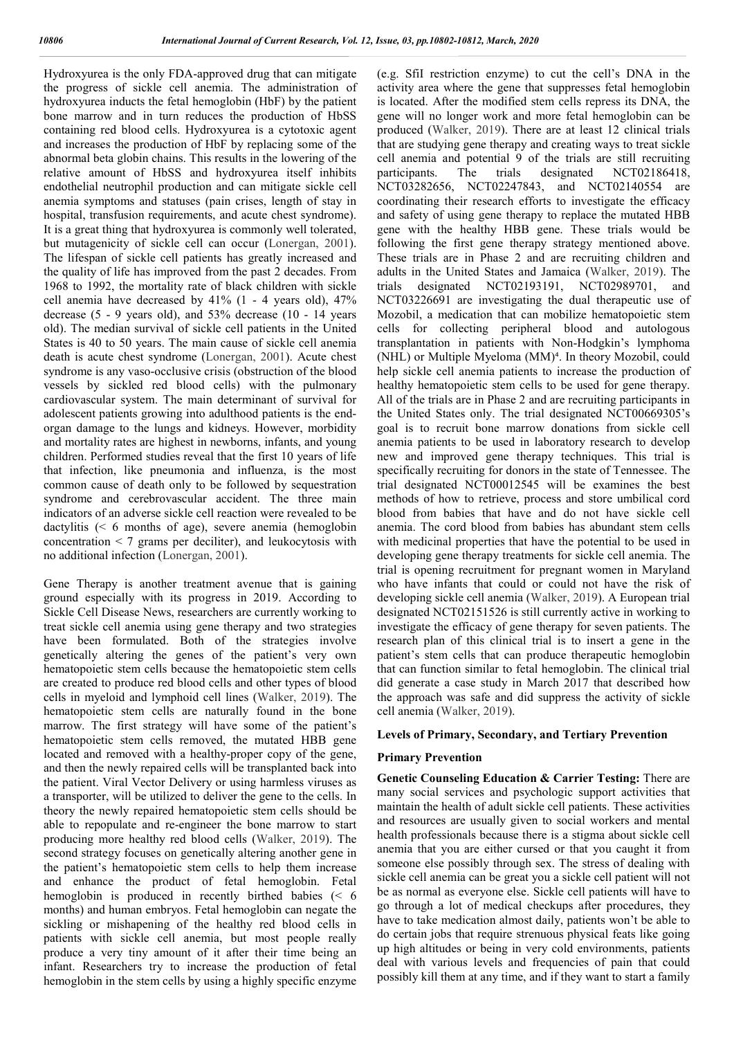Hydroxyurea is the only FDA-approved drug that can mitigate the progress of sickle cell anemia. The administration of hydroxyurea inducts the fetal hemoglobin (HbF) by the patient bone marrow and in turn reduces the production of HbSS containing red blood cells. Hydroxyurea is a cytotoxic agent and increases the production of HbF by replacing some of the abnormal beta globin chains. This results in the lowering of the relative amount of HbSS and hydroxyurea itself inhibits endothelial neutrophil production and can mitigate sickle cell anemia symptoms and statuses (pain crises, length of stay in hospital, transfusion requirements, and acute chest syndrome). It is a great thing that hydroxyurea is commonly well tolerated, but mutagenicity of sickle cell can occur (Lonergan, 2001). The lifespan of sickle cell patients has greatly increased and the quality of life has improved from the past 2 decades. From 1968 to 1992, the mortality rate of black children with sickle cell anemia have decreased by 41% (1 - 4 years old), 47% decrease (5 - 9 years old), and 53% decrease (10 - 14 years old). The median survival of sickle cell patients in the United States is 40 to 50 years. The main cause of sickle cell anemia death is acute chest syndrome (Lonergan, 2001). Acute chest syndrome is any vaso-occlusive crisis (obstruction of the blood vessels by sickled red blood cells) with the pulmonary cardiovascular system. The main determinant of survival for adolescent patients growing into adulthood patients is the end-organ damage to the lungs and kidneys. However, morbidity and mortality rates are highest in newborns, infants, and young children. Performed studies reveal that the first 10 years of life that infection, like pneumonia and influenza, is the most common cause of death only to be followed by sequestration syndrome and cerebrovascular accident. The three main indicators of an adverse sickle cell reaction were revealed to be dactylitis (< 6 months of age), severe anemia (hemoglobin concentration < 7 grams per deciliter), and leukocytosis with no additional infection (Lonergan, 2001).

Gene Therapy is another treatment avenue that is gaining ground especially with its progress in 2019. According to Sickle Cell Disease News, researchers are currently working to treat sickle cell anemia using gene therapy and two strategies have been formulated. Both of the strategies involve genetically altering the genes of the patient's very own hematopoietic stem cells because the hematopoietic stem cells are created to produce red blood cells and other types of blood cells in myeloid and lymphoid cell lines (Walker, 2019). The hematopoietic stem cells are naturally found in the bone marrow. The first strategy will have some of the patient's hematopoietic stem cells removed, the mutated HBB gene located and removed with a healthy-proper copy of the gene, and then the newly repaired cells will be transplanted back into the patient. Viral Vector Delivery or using harmless viruses as a transporter, will be utilized to deliver the gene to the cells. In theory the newly repaired hematopoietic stem cells should be able to repopulate and re-engineer the bone marrow to start producing more healthy red blood cells (Walker, 2019). The second strategy focuses on genetically altering another gene in the patient's hematopoietic stem cells to help them increase and enhance the product of fetal hemoglobin. Fetal hemoglobin is produced in recently birthed babies (< 6 months) and human embryos. Fetal hemoglobin can negate the sickling or mishapening of the healthy red blood cells in patients with sickle cell anemia, but most people really produce a very tiny amount of it after their time being an infant. Researchers try to increase the production of fetal hemoglobin in the stem cells by using a highly specific enzyme (e.g. SfiI restriction enzyme) to cut the cell's DNA in the activity area where the gene that suppresses fetal hemoglobin is located. After the modified stem cells repress its DNA, the gene will no longer work and more fetal hemoglobin can be produced (Walker, 2019). There are at least 12 clinical trials that are studying gene therapy and creating ways to treat sickle cell anemia and potential 9 of the trials are still recruiting participants. The trials designated NCT02186418, NCT03282656, NCT02247843, and NCT02140554 are coordinating their research efforts to investigate the efficacy and safety of using gene therapy to replace the mutated HBB gene with the healthy HBB gene. These trials would be following the first gene therapy strategy mentioned above. These trials are in Phase 2 and are recruiting children and adults in the United States and Jamaica (Walker, 2019). The trials designated NCT02193191, NCT02989701, and NCT03226691 are investigating the dual therapeutic use of Mozobil, a medication that can mobilize hematopoietic stem cells for collecting peripheral blood and autologous transplantation in patients with Non-Hodgkin's lymphoma (NHL) or Multiple Myeloma (MM)[4]. In theory Mozobil, could help sickle cell anemia patients to increase the production of healthy hematopoietic stem cells to be used for gene therapy. All of the trials are in Phase 2 and are recruiting participants in the United States only. The trial designated NCT00669305's goal is to recruit bone marrow donations from sickle cell anemia patients to be used in laboratory research to develop new and improved gene therapy techniques. This trial is specifically recruiting for donors in the state of Tennessee. The trial designated NCT00012545 will be examines the best methods of how to retrieve, process and store umbilical cord blood from babies that have and do not have sickle cell anemia. The cord blood from babies has abundant stem cells with medicinal properties that have the potential to be used in developing gene therapy treatments for sickle cell anemia. The trial is opening recruitment for pregnant women in Maryland who have infants that could or could not have the risk of developing sickle cell anemia (Walker, 2019). A European trial designated NCT02151526 is still currently active in working to investigate the efficacy of gene therapy for seven patients. The research plan of this clinical trial is to insert a gene in the patient's stem cells that can produce therapeutic hemoglobin that can function similar to fetal hemoglobin. The clinical trial did generate a case study in March 2017 that described how the approach was safe and did suppress the activity of sickle cell anemia (Walker, 2019).

## Levels of Primary, Secondary, and Tertiary Prevention

### Primary Prevention

**Genetic Counseling Education & Carrier Testing:** There are many social services and psychologic support activities that maintain the health of adult sickle cell patients. These activities and resources are usually given to social workers and mental health professionals because there is a stigma about sickle cell anemia that you are either cursed or that you caught it from someone else possibly through sex. The stress of dealing with sickle cell anemia can be great you a sickle cell patient will not be as normal as everyone else. Sickle cell patients will have to go through a lot of medical checkups after procedures, they have to take medication almost daily, patients won't be able to do certain jobs that require strenuous physical feats like going up high altitudes or being in very cold environments, patients deal with various levels and frequencies of pain that could possibly kill them at any time, and if they want to start a family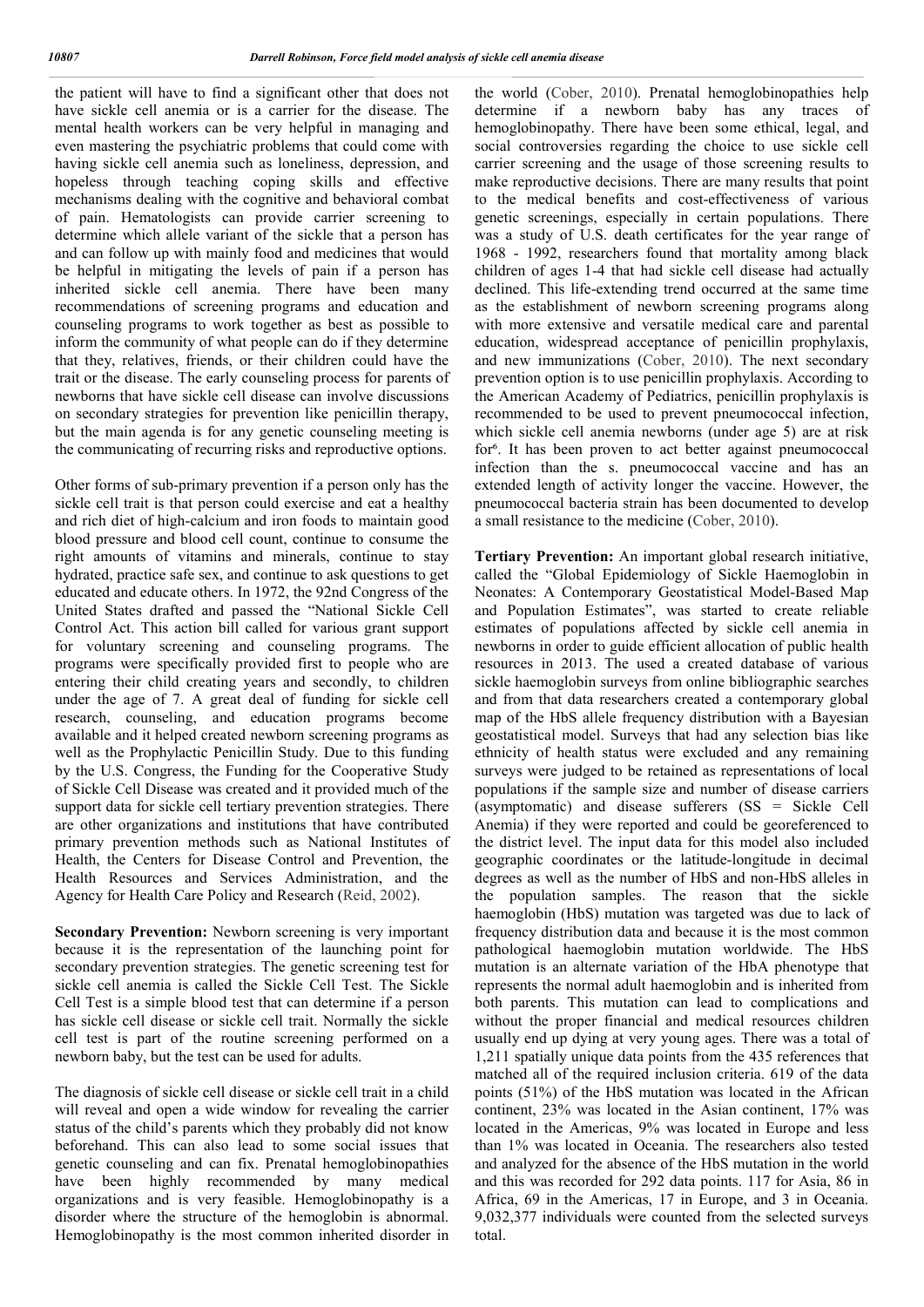the patient will have to find a significant other that does not have sickle cell anemia or is a carrier for the disease. The mental health workers can be very helpful in managing and even mastering the psychiatric problems that could come with having sickle cell anemia such as loneliness, depression, and hopeless through teaching coping skills and effective mechanisms dealing with the cognitive and behavioral combat of pain. Hematologists can provide carrier screening to determine which allele variant of the sickle that a person has and can follow up with mainly food and medicines that would be helpful in mitigating the levels of pain if a person has inherited sickle cell anemia. There have been many recommendations of screening programs and education and counseling programs to work together as best as possible to inform the community of what people can do if they determine that they, relatives, friends, or their children could have the trait or the disease. The early counseling process for parents of newborns that have sickle cell disease can involve discussions on secondary strategies for prevention like penicillin therapy, but the main agenda is for any genetic counseling meeting is the communicating of recurring risks and reproductive options.

Other forms of sub-primary prevention if a person only has the sickle cell trait is that person could exercise and eat a healthy and rich diet of high-calcium and iron foods to maintain good blood pressure and blood cell count, continue to consume the right amounts of vitamins and minerals, continue to stay hydrated, practice safe sex, and continue to ask questions to get educated and educate others. In 1972, the 92nd Congress of the United States drafted and passed the "National Sickle Cell Control Act. This action bill called for various grant support for voluntary screening and counseling programs. The programs were specifically provided first to people who are entering their child creating years and secondly, to children under the age of 7. A great deal of funding for sickle cell research, counseling, and education programs become available and it helped created newborn screening programs as well as the Prophylactic Penicillin Study. Due to this funding by the U.S. Congress, the Funding for the Cooperative Study of Sickle Cell Disease was created and it provided much of the support data for sickle cell tertiary prevention strategies. There are other organizations and institutions that have contributed primary prevention methods such as National Institutes of Health, the Centers for Disease Control and Prevention, the Health Resources and Services Administration, and the Agency for Health Care Policy and Research (Reid, 2002).

**Secondary Prevention:** Newborn screening is very important because it is the representation of the launching point for secondary prevention strategies. The genetic screening test for sickle cell anemia is called the Sickle Cell Test. The Sickle Cell Test is a simple blood test that can determine if a person has sickle cell disease or sickle cell trait. Normally the sickle cell test is part of the routine screening performed on a newborn baby, but the test can be used for adults.

The diagnosis of sickle cell disease or sickle cell trait in a child will reveal and open a wide window for revealing the carrier status of the child's parents which they probably did not know beforehand. This can also lead to some social issues that genetic counseling and can fix. Prenatal hemoglobinopathies have been highly recommended by many medical organizations and is very feasible. Hemoglobinopathy is a disorder where the structure of the hemoglobin is abnormal. Hemoglobinopathy is the most common inherited disorder in the world (Cober, 2010). Prenatal hemoglobinopathies help determine if a newborn baby has any traces of hemoglobinopathy. There have been some ethical, legal, and social controversies regarding the choice to use sickle cell carrier screening and the usage of those screening results to make reproductive decisions. There are many results that point to the medical benefits and cost-effectiveness of various genetic screenings, especially in certain populations. There was a study of U.S. death certificates for the year range of 1968 - 1992, researchers found that mortality among black children of ages 1-4 that had sickle cell disease had actually declined. This life-extending trend occurred at the same time as the establishment of newborn screening programs along with more extensive and versatile medical care and parental education, widespread acceptance of penicillin prophylaxis, and new immunizations (Cober, 2010). The next secondary prevention option is to use penicillin prophylaxis. According to the American Academy of Pediatrics, penicillin prophylaxis is recommended to be used to prevent pneumococcal infection, which sickle cell anemia newborns (under age 5) are at risk for[6]. It has been proven to act better against pneumococcal infection than the s. pneumococcal vaccine and has an extended length of activity longer the vaccine. However, the pneumococcal bacteria strain has been documented to develop a small resistance to the medicine (Cober, 2010).

**Tertiary Prevention:** An important global research initiative, called the "Global Epidemiology of Sickle Haemoglobin in Neonates: A Contemporary Geostatistical Model-Based Map and Population Estimates", was started to create reliable estimates of populations affected by sickle cell anemia in newborns in order to guide efficient allocation of public health resources in 2013. The used a created database of various sickle haemoglobin surveys from online bibliographic searches and from that data researchers created a contemporary global map of the HbS allele frequency distribution with a Bayesian geostatistical model. Surveys that had any selection bias like ethnicity of health status were excluded and any remaining surveys were judged to be retained as representations of local populations if the sample size and number of disease carriers (asymptomatic) and disease sufferers (SS = Sickle Cell Anemia) if they were reported and could be georeferenced to the district level. The input data for this model also included geographic coordinates or the latitude-longitude in decimal degrees as well as the number of HbS and non-HbS alleles in the population samples. The reason that the sickle haemoglobin (HbS) mutation was targeted was due to lack of frequency distribution data and because it is the most common pathological haemoglobin mutation worldwide. The HbS mutation is an alternate variation of the HbA phenotype that represents the normal adult haemoglobin and is inherited from both parents. This mutation can lead to complications and without the proper financial and medical resources children usually end up dying at very young ages. There was a total of 1,211 spatially unique data points from the 435 references that matched all of the required inclusion criteria. 619 of the data points (51%) of the HbS mutation was located in the African continent, 23% was located in the Asian continent, 17% was located in the Americas, 9% was located in Europe and less than 1% was located in Oceania. The researchers also tested and analyzed for the absence of the HbS mutation in the world and this was recorded for 292 data points. 117 for Asia, 86 in Africa, 69 in the Americas, 17 in Europe, and 3 in Oceania. 9,032,377 individuals were counted from the selected surveys total.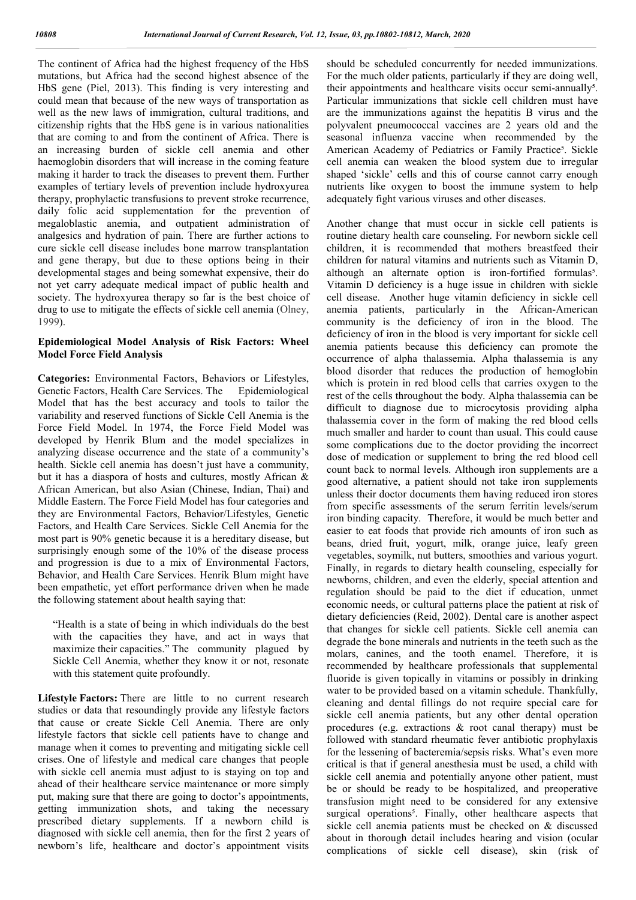The continent of Africa had the highest frequency of the HbS mutations, but Africa had the second highest absence of the HbS gene (Piel, 2013). This finding is very interesting and could mean that because of the new ways of transportation as well as the new laws of immigration, cultural traditions, and citizenship rights that the HbS gene is in various nationalities that are coming to and from the continent of Africa. There is an increasing burden of sickle cell anemia and other haemoglobin disorders that will increase in the coming feature making it harder to track the diseases to prevent them. Further examples of tertiary levels of prevention include hydroxyurea therapy, prophylactic transfusions to prevent stroke recurrence, daily folic acid supplementation for the prevention of megaloblastic anemia, and outpatient administration of analgesics and hydration of pain. There are further actions to cure sickle cell disease includes bone marrow transplantation and gene therapy, but due to these options being in their developmental stages and being somewhat expensive, their do not yet carry adequate medical impact of public health and society. The hydroxyurea therapy so far is the best choice of drug to use to mitigate the effects of sickle cell anemia (Olney, 1999).

### Epidemiological Model Analysis of Risk Factors: Wheel Model Force Field Analysis

**Categories:** Environmental Factors, Behaviors or Lifestyles, Genetic Factors, Health Care Services. The Epidemiological Model that has the best accuracy and tools to tailor the variability and reserved functions of Sickle Cell Anemia is the Force Field Model. In 1974, the Force Field Model was developed by Henrik Blum and the model specializes in analyzing disease occurrence and the state of a community's health. Sickle cell anemia has doesn't just have a community, but it has a diaspora of hosts and cultures, mostly African & African American, but also Asian (Chinese, Indian, Thai) and Middle Eastern. The Force Field Model has four categories and they are Environmental Factors, Behavior/Lifestyles, Genetic Factors, and Health Care Services. Sickle Cell Anemia for the most part is 90% genetic because it is a hereditary disease, but surprisingly enough some of the 10% of the disease process and progression is due to a mix of Environmental Factors, Behavior, and Health Care Services. Henrik Blum might have been empathetic, yet effort performance driven when he made the following statement about health saying that:

> "Health is a state of being in which individuals do the best with the capacities they have, and act in ways that maximize their capacities." The community plagued by Sickle Cell Anemia, whether they know it or not, resonate with this statement quite profoundly.

**Lifestyle Factors:** There are little to no current research studies or data that resoundingly provide any lifestyle factors that cause or create Sickle Cell Anemia. There are only lifestyle factors that sickle cell patients have to change and manage when it comes to preventing and mitigating sickle cell crises. One of lifestyle and medical care changes that people with sickle cell anemia must adjust to is staying on top and ahead of their healthcare service maintenance or more simply put, making sure that there are going to doctor's appointments, getting immunization shots, and taking the necessary prescribed dietary supplements. If a newborn child is diagnosed with sickle cell anemia, then for the first 2 years of newborn's life, healthcare and doctor's appointment visits should be scheduled concurrently for needed immunizations. For the much older patients, particularly if they are doing well, their appointments and healthcare visits occur semi-annually[5]. Particular immunizations that sickle cell children must have are the immunizations against the hepatitis B virus and the polyvalent pneumococcal vaccines are 2 years old and the seasonal influenza vaccine when recommended by the American Academy of Pediatrics or Family Practice[5]. Sickle cell anemia can weaken the blood system due to irregular shaped 'sickle' cells and this of course cannot carry enough nutrients like oxygen to boost the immune system to help adequately fight various viruses and other diseases.

Another change that must occur in sickle cell patients is routine dietary health care counseling. For newborn sickle cell children, it is recommended that mothers breastfeed their children for natural vitamins and nutrients such as Vitamin D, although an alternate option is iron-fortified formulas[5]. Vitamin D deficiency is a huge issue in children with sickle cell disease. Another huge vitamin deficiency in sickle cell anemia patients, particularly in the African-American community is the deficiency of iron in the blood. The deficiency of iron in the blood is very important for sickle cell anemia patients because this deficiency can promote the occurrence of alpha thalassemia. Alpha thalassemia is any blood disorder that reduces the production of hemoglobin which is protein in red blood cells that carries oxygen to the rest of the cells throughout the body. Alpha thalassemia can be difficult to diagnose due to microcytosis providing alpha thalassemia cover in the form of making the red blood cells much smaller and harder to count than usual. This could cause some complications due to the doctor providing the incorrect dose of medication or supplement to bring the red blood cell count back to normal levels. Although iron supplements are a good alternative, a patient should not take iron supplements unless their doctor documents them having reduced iron stores from specific assessments of the serum ferritin levels/serum iron binding capacity. Therefore, it would be much better and easier to eat foods that provide rich amounts of iron such as beans, dried fruit, yogurt, milk, orange juice, leafy green vegetables, soymilk, nut butters, smoothies and various yogurt. Finally, in regards to dietary health counseling, especially for newborns, children, and even the elderly, special attention and regulation should be paid to the diet if education, unmet economic needs, or cultural patterns place the patient at risk of dietary deficiencies (Reid, 2002). Dental care is another aspect that changes for sickle cell patients. Sickle cell anemia can degrade the bone minerals and nutrients in the teeth such as the molars, canines, and the tooth enamel. Therefore, it is recommended by healthcare professionals that supplemental fluoride is given topically in vitamins or possibly in drinking water to be provided based on a vitamin schedule. Thankfully, cleaning and dental fillings do not require special care for sickle cell anemia patients, but any other dental operation procedures (e.g. extractions & root canal therapy) must be followed with standard rheumatic fever antibiotic prophylaxis for the lessening of bacteremia/sepsis risks. What's even more critical is that if general anesthesia must be used, a child with sickle cell anemia and potentially anyone other patient, must be or should be ready to be hospitalized, and preoperative transfusion might need to be considered for any extensive surgical operations[5]. Finally, other healthcare aspects that sickle cell anemia patients must be checked on & discussed about in thorough detail includes hearing and vision (ocular complications of sickle cell disease), skin (risk of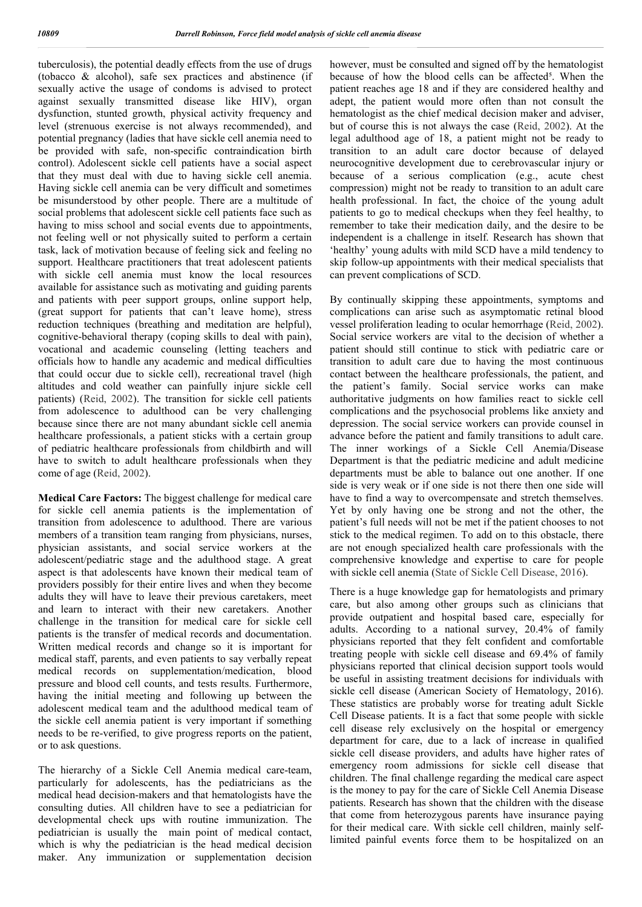tuberculosis), the potential deadly effects from the use of drugs (tobacco & alcohol), safe sex practices and abstinence (if sexually active the usage of condoms is advised to protect against sexually transmitted disease like HIV), organ dysfunction, stunted growth, physical activity frequency and level (strenuous exercise is not always recommended), and potential pregnancy (ladies that have sickle cell anemia need to be provided with safe, non-specific contraindication birth control). Adolescent sickle cell patients have a social aspect that they must deal with due to having sickle cell anemia. Having sickle cell anemia can be very difficult and sometimes be misunderstood by other people. There are a multitude of social problems that adolescent sickle cell patients face such as having to miss school and social events due to appointments, not feeling well or not physically suited to perform a certain task, lack of motivation because of feeling sick and feeling no support. Healthcare practitioners that treat adolescent patients with sickle cell anemia must know the local resources available for assistance such as motivating and guiding parents and patients with peer support groups, online support help, (great support for patients that can't leave home), stress reduction techniques (breathing and meditation are helpful), cognitive-behavioral therapy (coping skills to deal with pain), vocational and academic counseling (letting teachers and officials how to handle any academic and medical difficulties that could occur due to sickle cell), recreational travel (high altitudes and cold weather can painfully injure sickle cell patients) (Reid, 2002). The transition for sickle cell patients from adolescence to adulthood can be very challenging because since there are not many abundant sickle cell anemia healthcare professionals, a patient sticks with a certain group of pediatric healthcare professionals from childbirth and will have to switch to adult healthcare professionals when they come of age (Reid, 2002).

**Medical Care Factors:** The biggest challenge for medical care for sickle cell anemia patients is the implementation of transition from adolescence to adulthood. There are various members of a transition team ranging from physicians, nurses, physician assistants, and social service workers at the adolescent/pediatric stage and the adulthood stage. A great aspect is that adolescents have known their medical team of providers possibly for their entire lives and when they become adults they will have to leave their previous caretakers, meet and learn to interact with their new caretakers. Another challenge in the transition for medical care for sickle cell patients is the transfer of medical records and documentation. Written medical records and change so it is important for medical staff, parents, and even patients to say verbally repeat medical records on supplementation/medication, blood pressure and blood cell counts, and tests results. Furthermore, having the initial meeting and following up between the adolescent medical team and the adulthood medical team of the sickle cell anemia patient is very important if something needs to be re-verified, to give progress reports on the patient, or to ask questions.

The hierarchy of a Sickle Cell Anemia medical care-team, particularly for adolescents, has the pediatricians as the medical head decision-makers and that hematologists have the consulting duties. All children have to see a pediatrician for developmental check ups with routine immunization. The pediatrician is usually the main point of medical contact, which is why the pediatrician is the head medical decision maker. Any immunization or supplementation decision however, must be consulted and signed off by the hematologist because of how the blood cells can be affected[5]. When the patient reaches age 18 and if they are considered healthy and adept, the patient would more often than not consult the hematologist as the chief medical decision maker and adviser, but of course this is not always the case (Reid, 2002). At the legal adulthood age of 18, a patient might not be ready to transition to an adult care doctor because of delayed neurocognitive development due to cerebrovascular injury or because of a serious complication (e.g., acute chest compression) might not be ready to transition to an adult care health professional. In fact, the choice of the young adult patients to go to medical checkups when they feel healthy, to remember to take their medication daily, and the desire to be independent is a challenge in itself. Research has shown that 'healthy' young adults with mild SCD have a mild tendency to skip follow-up appointments with their medical specialists that can prevent complications of SCD.

By continually skipping these appointments, symptoms and complications can arise such as asymptomatic retinal blood vessel proliferation leading to ocular hemorrhage (Reid, 2002). Social service workers are vital to the decision of whether a patient should still continue to stick with pediatric care or transition to adult care due to having the most continuous contact between the healthcare professionals, the patient, and the patient's family. Social service works can make authoritative judgments on how families react to sickle cell complications and the psychosocial problems like anxiety and depression. The social service workers can provide counsel in advance before the patient and family transitions to adult care. The inner workings of a Sickle Cell Anemia/Disease Department is that the pediatric medicine and adult medicine departments must be able to balance out one another. If one side is very weak or if one side is not there then one side will have to find a way to overcompensate and stretch themselves. Yet by only having one be strong and not the other, the patient's full needs will not be met if the patient chooses to not stick to the medical regimen. To add on to this obstacle, there are not enough specialized health care professionals with the comprehensive knowledge and expertise to care for people with sickle cell anemia (State of Sickle Cell Disease, 2016).

There is a huge knowledge gap for hematologists and primary care, but also among other groups such as clinicians that provide outpatient and hospital based care, especially for adults. According to a national survey, 20.4% of family physicians reported that they felt confident and comfortable treating people with sickle cell disease and 69.4% of family physicians reported that clinical decision support tools would be useful in assisting treatment decisions for individuals with sickle cell disease (American Society of Hematology, 2016). These statistics are probably worse for treating adult Sickle Cell Disease patients. It is a fact that some people with sickle cell disease rely exclusively on the hospital or emergency department for care, due to a lack of increase in qualified sickle cell disease providers, and adults have higher rates of emergency room admissions for sickle cell disease that children. The final challenge regarding the medical care aspect is the money to pay for the care of Sickle Cell Anemia Disease patients. Research has shown that the children with the disease that come from heterozygous parents have insurance paying for their medical care. With sickle cell children, mainly self-limited painful events force them to be hospitalized on an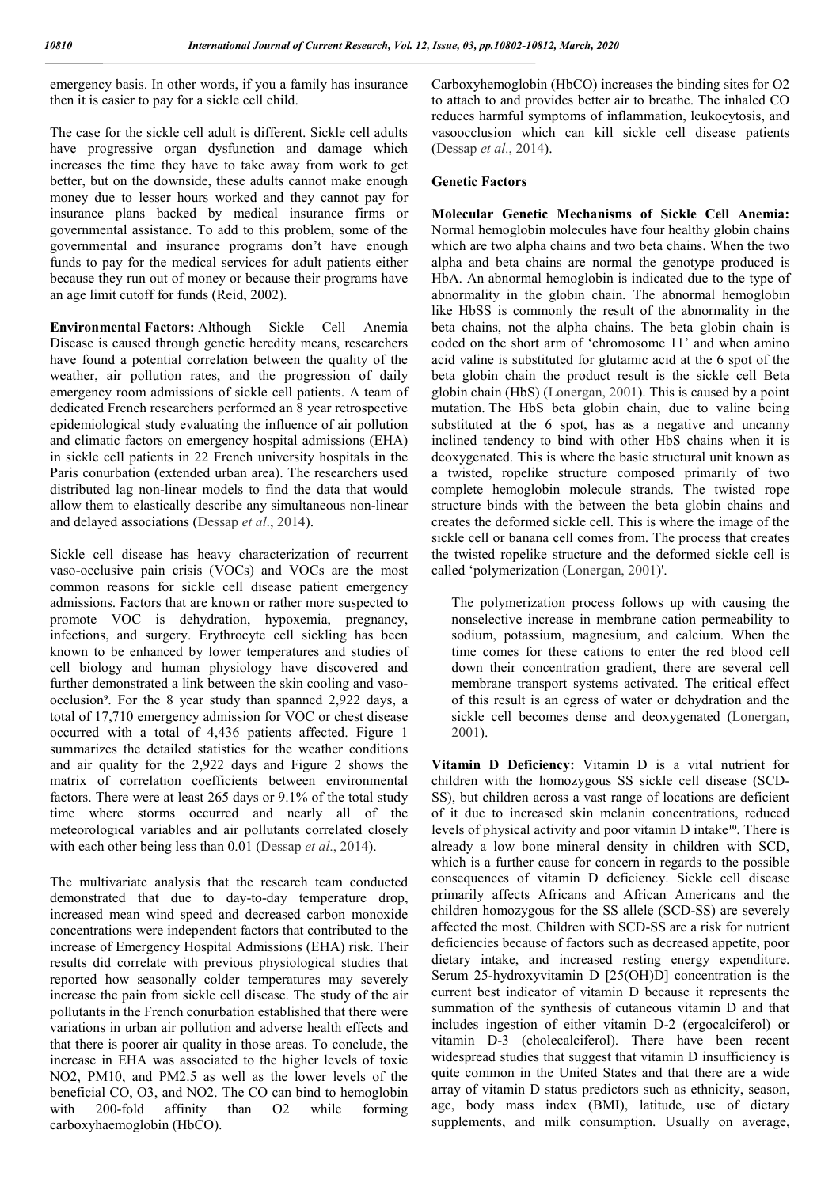emergency basis. In other words, if you a family has insurance then it is easier to pay for a sickle cell child.

The case for the sickle cell adult is different. Sickle cell adults have progressive organ dysfunction and damage which increases the time they have to take away from work to get better, but on the downside, these adults cannot make enough money due to lesser hours worked and they cannot pay for insurance plans backed by medical insurance firms or governmental assistance. To add to this problem, some of the governmental and insurance programs don't have enough funds to pay for the medical services for adult patients either because they run out of money or because their programs have an age limit cutoff for funds (Reid, 2002).

**Environmental Factors:** Although Sickle Cell Anemia Disease is caused through genetic heredity means, researchers have found a potential correlation between the quality of the weather, air pollution rates, and the progression of daily emergency room admissions of sickle cell patients. A team of dedicated French researchers performed an 8 year retrospective epidemiological study evaluating the influence of air pollution and climatic factors on emergency hospital admissions (EHA) in sickle cell patients in 22 French university hospitals in the Paris conurbation (extended urban area). The researchers used distributed lag non-linear models to find the data that would allow them to elastically describe any simultaneous non-linear and delayed associations (Dessap *et al*., 2014).

Sickle cell disease has heavy characterization of recurrent vaso-occlusive pain crisis (VOCs) and VOCs are the most common reasons for sickle cell disease patient emergency admissions. Factors that are known or rather more suspected to promote VOC is dehydration, hypoxemia, pregnancy, infections, and surgery. Erythrocyte cell sickling has been known to be enhanced by lower temperatures and studies of cell biology and human physiology have discovered and further demonstrated a link between the skin cooling and vaso-occlusion[9]. For the 8 year study than spanned 2,922 days, a total of 17,710 emergency admission for VOC or chest disease occurred with a total of 4,436 patients affected. Figure 1 summarizes the detailed statistics for the weather conditions and air quality for the 2,922 days and Figure 2 shows the matrix of correlation coefficients between environmental factors. There were at least 265 days or 9.1% of the total study time where storms occurred and nearly all of the meteorological variables and air pollutants correlated closely with each other being less than 0.01 (Dessap *et al*., 2014).

The multivariate analysis that the research team conducted demonstrated that due to day-to-day temperature drop, increased mean wind speed and decreased carbon monoxide concentrations were independent factors that contributed to the increase of Emergency Hospital Admissions (EHA) risk. Their results did correlate with previous physiological studies that reported how seasonally colder temperatures may severely increase the pain from sickle cell disease. The study of the air pollutants in the French conurbation established that there were variations in urban air pollution and adverse health effects and that there is poorer air quality in those areas. To conclude, the increase in EHA was associated to the higher levels of toxic $NO_2$, PM10, and PM2.5 as well as the lower levels of the beneficial CO, $O_3$, and $NO_2$. The CO can bind to hemoglobin with 200-fold affinity than $O_2$ while forming carboxyhaemoglobin (HbCO). Carboxyhemoglobin (HbCO) increases the binding sites for $O_2$ to attach to and provides better air to breathe. The inhaled CO reduces harmful symptoms of inflammation, leukocytosis, and vasoocclusion which can kill sickle cell disease patients (Dessap *et al*., 2014).

### Genetic Factors

**Molecular Genetic Mechanisms of Sickle Cell Anemia:** Normal hemoglobin molecules have four healthy globin chains which are two alpha chains and two beta chains. When the two alpha and beta chains are normal the genotype produced is HbA. An abnormal hemoglobin is indicated due to the type of abnormality in the globin chain. The abnormal hemoglobin like HbSS is commonly the result of the abnormality in the beta chains, not the alpha chains. The beta globin chain is coded on the short arm of 'chromosome 11' and when amino acid valine is substituted for glutamic acid at the 6 spot of the beta globin chain the product result is the sickle cell Beta globin chain (HbS) (Lonergan, 2001). This is caused by a point mutation. The HbS beta globin chain, due to valine being substituted at the 6 spot, has as a negative and uncanny inclined tendency to bind with other HbS chains when it is deoxygenated. This is where the basic structural unit known as a twisted, ropelike structure composed primarily of two complete hemoglobin molecule strands. The twisted rope structure binds with the between the beta globin chains and creates the deformed sickle cell. This is where the image of the sickle cell or banana cell comes from. The process that creates the twisted ropelike structure and the deformed sickle cell is called 'polymerization (Lonergan, 2001)'.

> The polymerization process follows up with causing the nonselective increase in membrane cation permeability to sodium, potassium, magnesium, and calcium. When the time comes for these cations to enter the red blood cell down their concentration gradient, there are several cell membrane transport systems activated. The critical effect of this result is an egress of water or dehydration and the sickle cell becomes dense and deoxygenated (Lonergan, 2001).

**Vitamin D Deficiency:** Vitamin D is a vital nutrient for children with the homozygous SS sickle cell disease (SCD-SS), but children across a vast range of locations are deficient of it due to increased skin melanin concentrations, reduced levels of physical activity and poor vitamin D intake[10]. There is already a low bone mineral density in children with SCD, which is a further cause for concern in regards to the possible consequences of vitamin D deficiency. Sickle cell disease primarily affects Africans and African Americans and the children homozygous for the SS allele (SCD-SS) are severely affected the most. Children with SCD-SS are a risk for nutrient deficiencies because of factors such as decreased appetite, poor dietary intake, and increased resting energy expenditure. Serum 25-hydroxyvitamin D [25(OH)D] concentration is the current best indicator of vitamin D because it represents the summation of the synthesis of cutaneous vitamin D and that includes ingestion of either vitamin D-2 (ergocalciferol) or vitamin D-3 (cholecalciferol). There have been recent widespread studies that suggest that vitamin D insufficiency is quite common in the United States and that there are a wide array of vitamin D status predictors such as ethnicity, season, age, body mass index (BMI), latitude, use of dietary supplements, and milk consumption. Usually on average,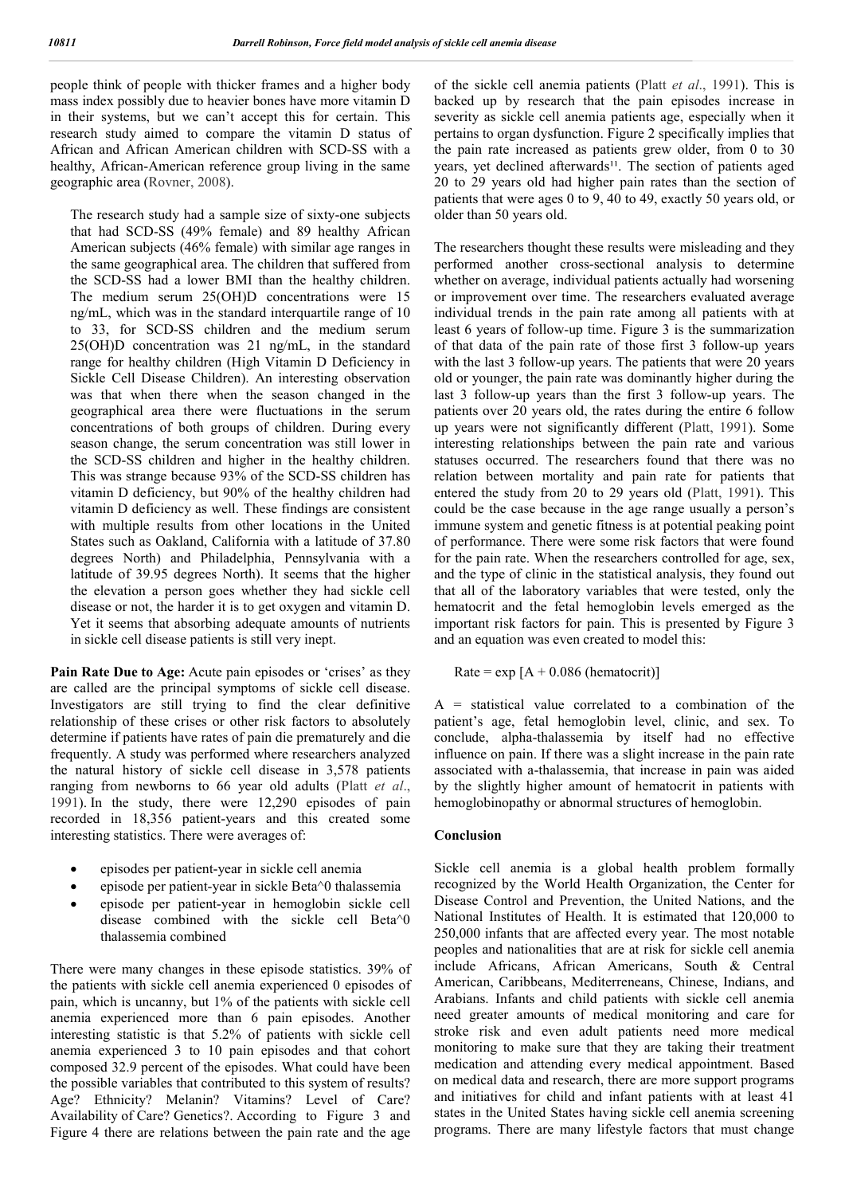people think of people with thicker frames and a higher body mass index possibly due to heavier bones have more vitamin D in their systems, but we can't accept this for certain. This research study aimed to compare the vitamin D status of African and African American children with SCD-SS with a healthy, African-American reference group living in the same geographic area (Rovner, 2008).

The research study had a sample size of sixty-one subjects that had SCD-SS (49% female) and 89 healthy African American subjects (46% female) with similar age ranges in the same geographical area. The children that suffered from the SCD-SS had a lower BMI than the healthy children. The medium serum 25(OH)D concentrations were 15 ng/mL, which was in the standard interquartile range of 10 to 33, for SCD-SS children and the medium serum 25(OH)D concentration was 21 ng/mL, in the standard range for healthy children (High Vitamin D Deficiency in Sickle Cell Disease Children). An interesting observation was that when there when the season changed in the geographical area there were fluctuations in the serum concentrations of both groups of children. During every season change, the serum concentration was still lower in the SCD-SS children and higher in the healthy children. This was strange because 93% of the SCD-SS children has vitamin D deficiency, but 90% of the healthy children had vitamin D deficiency as well. These findings are consistent with multiple results from other locations in the United States such as Oakland, California with a latitude of 37.80 degrees North) and Philadelphia, Pennsylvania with a latitude of 39.95 degrees North). It seems that the higher the elevation a person goes whether they had sickle cell disease or not, the harder it is to get oxygen and vitamin D. Yet it seems that absorbing adequate amounts of nutrients in sickle cell disease patients is still very inept.

**Pain Rate Due to Age:** Acute pain episodes or 'crises' as they are called are the principal symptoms of sickle cell disease. Investigators are still trying to find the clear definitive relationship of these crises or other risk factors to absolutely determine if patients have rates of pain die prematurely and die frequently. A study was performed where researchers analyzed the natural history of sickle cell disease in 3,578 patients ranging from newborns to 66 year old adults (Platt *et al*., 1991). In the study, there were 12,290 episodes of pain recorded in 18,356 patient-years and this created some interesting statistics. There were averages of:

- episodes per patient-year in sickle cell anemia
- episode per patient-year in sickle Beta^0 thalassemia
- episode per patient-year in hemoglobin sickle cell disease combined with the sickle cell Beta^0 thalassemia combined

There were many changes in these episode statistics. 39% of the patients with sickle cell anemia experienced 0 episodes of pain, which is uncanny, but 1% of the patients with sickle cell anemia experienced more than 6 pain episodes. Another interesting statistic is that 5.2% of patients with sickle cell anemia experienced 3 to 10 pain episodes and that cohort composed 32.9 percent of the episodes. What could have been the possible variables that contributed to this system of results? Age? Ethnicity? Melanin? Vitamins? Level of Care? Availability of Care? Genetics?. According to Figure 3 and Figure 4 there are relations between the pain rate and the age of the sickle cell anemia patients (Platt *et al*., 1991). This is backed up by research that the pain episodes increase in severity as sickle cell anemia patients age, especially when it pertains to organ dysfunction. Figure 2 specifically implies that the pain rate increased as patients grew older, from 0 to 30 years, yet declined afterwards[11]. The section of patients aged 20 to 29 years old had higher pain rates than the section of patients that were ages 0 to 9, 40 to 49, exactly 50 years old, or older than 50 years old.

The researchers thought these results were misleading and they performed another cross-sectional analysis to determine whether on average, individual patients actually had worsening or improvement over time. The researchers evaluated average individual trends in the pain rate among all patients with at least 6 years of follow-up time. Figure 3 is the summarization of that data of the pain rate of those first 3 follow-up years with the last 3 follow-up years. The patients that were 20 years old or younger, the pain rate was dominantly higher during the last 3 follow-up years than the first 3 follow-up years. The patients over 20 years old, the rates during the entire 6 follow up years were not significantly different (Platt, 1991). Some interesting relationships between the pain rate and various statuses occurred. The researchers found that there was no relation between mortality and pain rate for patients that entered the study from 20 to 29 years old (Platt, 1991). This could be the case because in the age range usually a person's immune system and genetic fitness is at potential peaking point of performance. There were some risk factors that were found for the pain rate. When the researchers controlled for age, sex, and the type of clinic in the statistical analysis, they found out that all of the laboratory variables that were tested, only the hematocrit and the fetal hemoglobin levels emerged as the important risk factors for pain. This is presented by Figure 3 and an equation was even created to model this:

$$\text{Rate} = \exp\,[A + 0.086\,(\text{hematocrit})]$$

A = statistical value correlated to a combination of the patient's age, fetal hemoglobin level, clinic, and sex. To conclude, alpha-thalassemia by itself had no effective influence on pain. If there was a slight increase in the pain rate associated with a-thalassemia, that increase in pain was aided by the slightly higher amount of hematocrit in patients with hemoglobinopathy or abnormal structures of hemoglobin.

## Conclusion

Sickle cell anemia is a global health problem formally recognized by the World Health Organization, the Center for Disease Control and Prevention, the United Nations, and the National Institutes of Health. It is estimated that 120,000 to 250,000 infants that are affected every year. The most notable peoples and nationalities that are at risk for sickle cell anemia include Africans, African Americans, South & Central American, Caribbeans, Mediterreneans, Chinese, Indians, and Arabians. Infants and child patients with sickle cell anemia need greater amounts of medical monitoring and care for stroke risk and even adult patients need more medical monitoring to make sure that they are taking their treatment medication and attending every medical appointment. Based on medical data and research, there are more support programs and initiatives for child and infant patients with at least 41 states in the United States having sickle cell anemia screening programs. There are many lifestyle factors that must change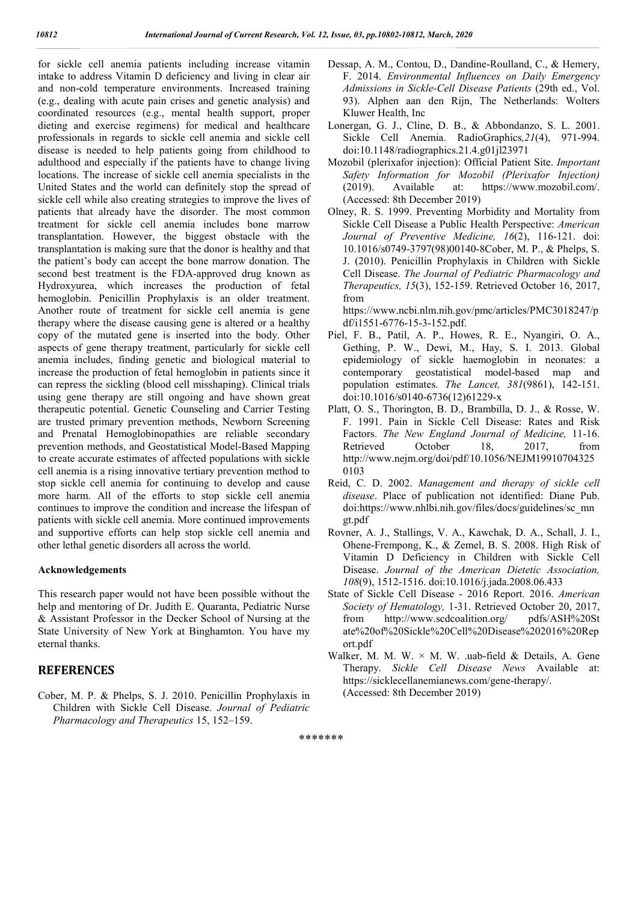for sickle cell anemia patients including increase vitamin intake to address Vitamin D deficiency and living in clear air and non-cold temperature environments. Increased training (e.g., dealing with acute pain crises and genetic analysis) and coordinated resources (e.g., mental health support, proper dieting and exercise regimens) for medical and healthcare professionals in regards to sickle cell anemia and sickle cell disease is needed to help patients going from childhood to adulthood and especially if the patients have to change living locations. The increase of sickle cell anemia specialists in the United States and the world can definitely stop the spread of sickle cell while also creating strategies to improve the lives of patients that already have the disorder. The most common treatment for sickle cell anemia includes bone marrow transplantation. However, the biggest obstacle with the transplantation is making sure that the donor is healthy and that the patient's body can accept the bone marrow donation. The second best treatment is the FDA-approved drug known as Hydroxyurea, which increases the production of fetal hemoglobin. Penicillin Prophylaxis is an older treatment. Another route of treatment for sickle cell anemia is gene therapy where the disease causing gene is altered or a healthy copy of the mutated gene is inserted into the body. Other aspects of gene therapy treatment, particularly for sickle cell anemia includes, finding genetic and biological material to increase the production of fetal hemoglobin in patients since it can repress the sickling (blood cell misshaping). Clinical trials using gene therapy are still ongoing and have shown great therapeutic potential. Genetic Counseling and Carrier Testing are trusted primary prevention methods, Newborn Screening and Prenatal Hemoglobinopathies are reliable secondary prevention methods, and Geostatistical Model-Based Mapping to create accurate estimates of affected populations with sickle cell anemia is a rising innovative tertiary prevention method to stop sickle cell anemia for continuing to develop and cause more harm. All of the efforts to stop sickle cell anemia continues to improve the condition and increase the lifespan of patients with sickle cell anemia. More continued improvements and supportive efforts can help stop sickle cell anemia and other lethal genetic disorders all across the world.

#### Acknowledgements

This research paper would not have been possible without the help and mentoring of Dr. Judith E. Quaranta, Pediatric Nurse & Assistant Professor in the Decker School of Nursing at the State University of New York at Binghamton. You have my eternal thanks.

## REFERENCES

Cober, M. P. & Phelps, S. J. 2010. Penicillin Prophylaxis in Children with Sickle Cell Disease. *Journal of Pediatric Pharmacology and Therapeutics* 15, 152–159.

Dessap, A. M., Contou, D., Dandine-Roulland, C., & Hemery, F. 2014. *Environmental Influences on Daily Emergency Admissions in Sickle-Cell Disease Patients* (29th ed., Vol. 93). Alphen aan den Rijn, The Netherlands: Wolters Kluwer Health, Inc

Lonergan, G. J., Cline, D. B., & Abbondanzo, S. L. 2001. Sickle Cell Anemia. RadioGraphics*,21*(4), 971-994. doi:10.1148/radiographics.21.4.g01jl23971

Mozobil (plerixafor injection): Official Patient Site. *Important Safety Information for Mozobil (Plerixafor Injection)* (2019). Available at: https://www.mozobil.com/. (Accessed: 8th December 2019)

Olney, R. S. 1999. Preventing Morbidity and Mortality from Sickle Cell Disease a Public Health Perspective: *American Journal of Preventive Medicine, 16*(2), 116-121. doi: 10.1016/s0749-3797(98)00140-8Cober, M. P., & Phelps, S. J. (2010). Penicillin Prophylaxis in Children with Sickle Cell Disease. *The Journal of Pediatric Pharmacology and Therapeutics, 15*(3), 152-159. Retrieved October 16, 2017, from https://www.ncbi.nlm.nih.gov/pmc/articles/PMC3018247/pdf/i1551-6776-15-3-152.pdf.

Piel, F. B., Patil, A. P., Howes, R. E., Nyangiri, O. A., Gething, P. W., Dewi, M., Hay, S. I. 2013. Global epidemiology of sickle haemoglobin in neonates: a contemporary geostatistical model-based map and population estimates. *The Lancet, 381*(9861), 142-151. doi:10.1016/s0140-6736(12)61229-x

Platt, O. S., Thorington, B. D., Brambilla, D. J., & Rosse, W. F. 1991. Pain in Sickle Cell Disease: Rates and Risk Factors. *The New England Journal of Medicine,* 11-16. Retrieved October 18, 2017, from http://www.nejm.org/doi/pdf/10.1056/NEJM199107043250103

Reid, C. D. 2002. *Management and therapy of sickle cell disease*. Place of publication not identified: Diane Pub. doi:https://www.nhlbi.nih.gov/files/docs/guidelines/sc_mngt.pdf

Rovner, A. J., Stallings, V. A., Kawchak, D. A., Schall, J. I., Ohene-Frempong, K., & Zemel, B. S. 2008. High Risk of Vitamin D Deficiency in Children with Sickle Cell Disease. *Journal of the American Dietetic Association, 108*(9), 1512-1516. doi:10.1016/j.jada.2008.06.433

State of Sickle Cell Disease - 2016 Report. 2016. *American Society of Hematology,* 1-31. Retrieved October 20, 2017, from http://www.scdcoalition.org/ pdfs/ASH%20State%20of%20Sickle%20Cell%20Disease%202016%20Report.pdf

Walker, M. M. W. × M. W. .uab-field & Details, A. Gene Therapy. *Sickle Cell Disease News* Available at: https://sicklecellanemianews.com/gene-therapy/. (Accessed: 8th December 2019)

\*\*\*\*\*\*\*